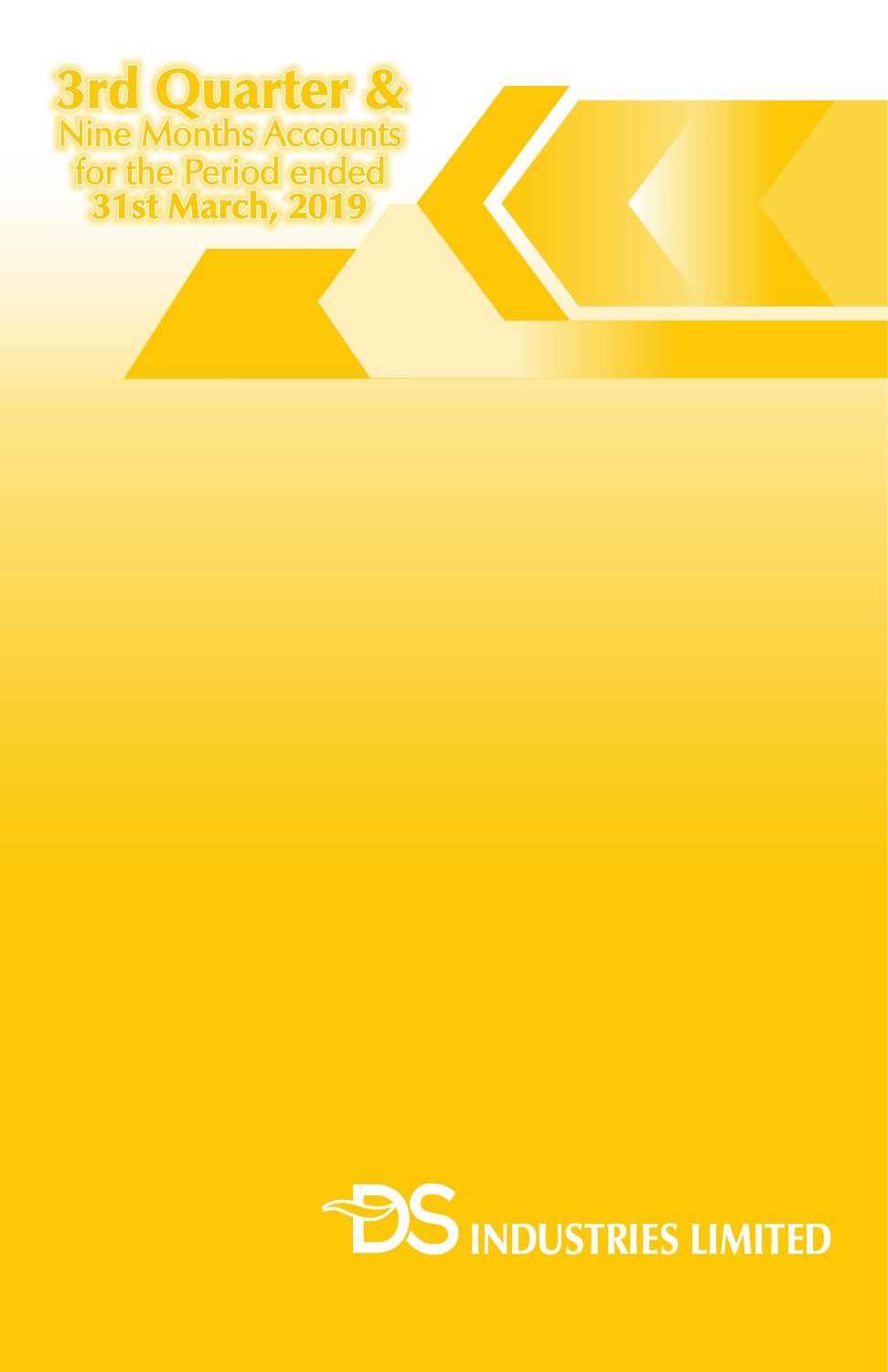# 3rd Quarter &

## Nine Months Accounts for the Period ended 31st March, 2019

DS INDUSTRIES LIMITED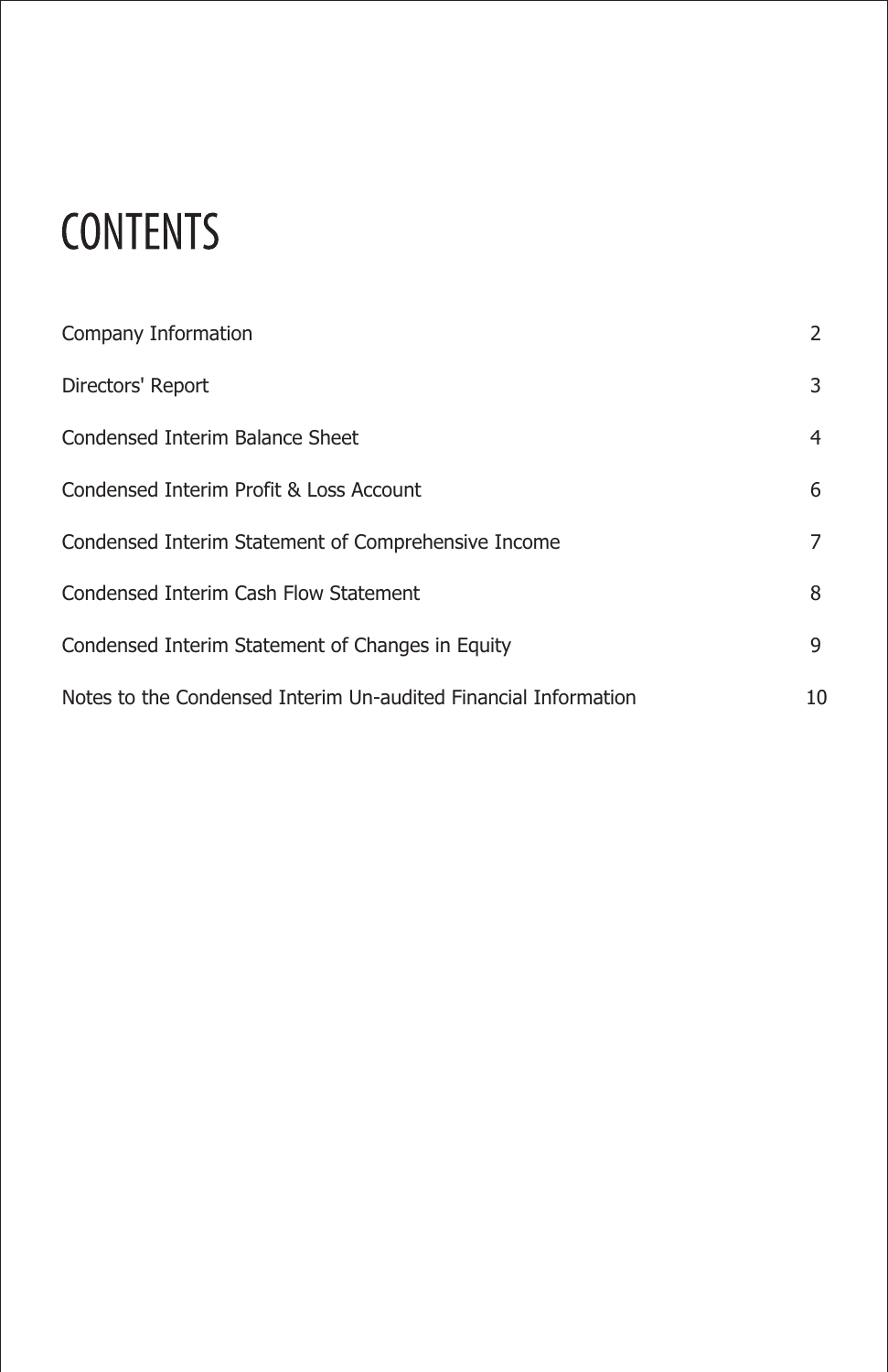# CONTENTS

| | |
|---|---|
| Company Information | 2 |
| Directors' Report | 3 |
| Condensed Interim Balance Sheet | 4 |
| Condensed Interim Profit & Loss Account | 6 |
| Condensed Interim Statement of Comprehensive Income | 7 |
| Condensed Interim Cash Flow Statement | 8 |
| Condensed Interim Statement of Changes in Equity | 9 |
| Notes to the Condensed Interim Un-audited Financial Information | 10 |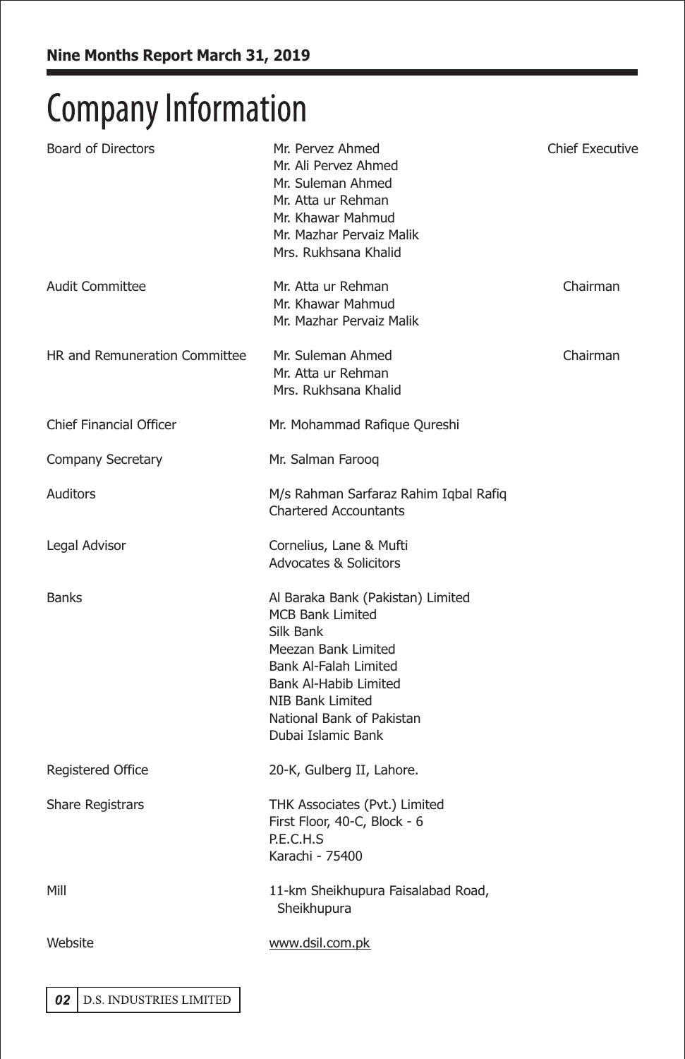# Company Information

| | | |
|---|---|---|
| Board of Directors | Mr. Pervez Ahmed | Chief Executive |
| | Mr. Ali Pervez Ahmed | |
| | Mr. Suleman Ahmed | |
| | Mr. Atta ur Rehman | |
| | Mr. Khawar Mahmud | |
| | Mr. Mazhar Pervaiz Malik | |
| | Mrs. Rukhsana Khalid | |
| Audit Committee | Mr. Atta ur Rehman | Chairman |
| | Mr. Khawar Mahmud | |
| | Mr. Mazhar Pervaiz Malik | |
| HR and Remuneration Committee | Mr. Suleman Ahmed | Chairman |
| | Mr. Atta ur Rehman | |
| | Mrs. Rukhsana Khalid | |
| Chief Financial Officer | Mr. Mohammad Rafique Qureshi | |
| Company Secretary | Mr. Salman Farooq | |
| Auditors | M/s Rahman Sarfaraz Rahim Iqbal Rafiq<br>Chartered Accountants | |
| Legal Advisor | Cornelius, Lane & Mufti<br>Advocates & Solicitors | |
| Banks | Al Baraka Bank (Pakistan) Limited<br>MCB Bank Limited<br>Silk Bank<br>Meezan Bank Limited<br>Bank Al-Falah Limited<br>Bank Al-Habib Limited<br>NIB Bank Limited<br>National Bank of Pakistan<br>Dubai Islamic Bank | |
| Registered Office | 20-K, Gulberg II, Lahore. | |
| Share Registrars | THK Associates (Pvt.) Limited<br>First Floor, 40-C, Block - 6<br>P.E.C.H.S<br>Karachi - 75400 | |
| Mill | 11-km Sheikhupura Faisalabad Road,<br>Sheikhupura | |
| Website | www.dsil.com.pk | |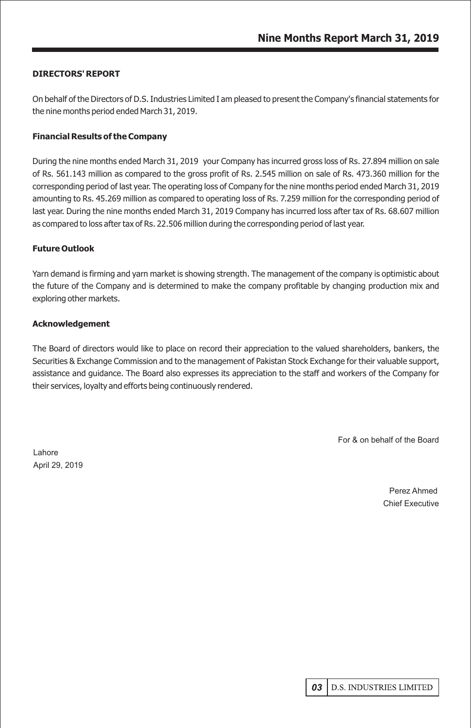## DIRECTORS' REPORT

On behalf of the Directors of D.S. Industries Limited I am pleased to present the Company's financial statements for the nine months period ended March 31, 2019.

### Financial Results of the Company

During the nine months ended March 31, 2019 your Company has incurred gross loss of Rs. 27.894 million on sale of Rs. 561.143 million as compared to the gross profit of Rs. 2.545 million on sale of Rs. 473.360 million for the corresponding period of last year. The operating loss of Company for the nine months period ended March 31, 2019 amounting to Rs. 45.269 million as compared to operating loss of Rs. 7.259 million for the corresponding period of last year. During the nine months ended March 31, 2019 Company has incurred loss after tax of Rs. 68.607 million as compared to loss after tax of Rs. 22.506 million during the corresponding period of last year.

### Future Outlook

Yarn demand is firming and yarn market is showing strength. The management of the company is optimistic about the future of the Company and is determined to make the company profitable by changing production mix and exploring other markets.

### Acknowledgement

The Board of directors would like to place on record their appreciation to the valued shareholders, bankers, the Securities & Exchange Commission and to the management of Pakistan Stock Exchange for their valuable support, assistance and guidance. The Board also expresses its appreciation to the staff and workers of the Company for their services, loyalty and efforts being continuously rendered.

For & on behalf of the Board

Lahore
April 29, 2019

Perez Ahmed
Chief Executive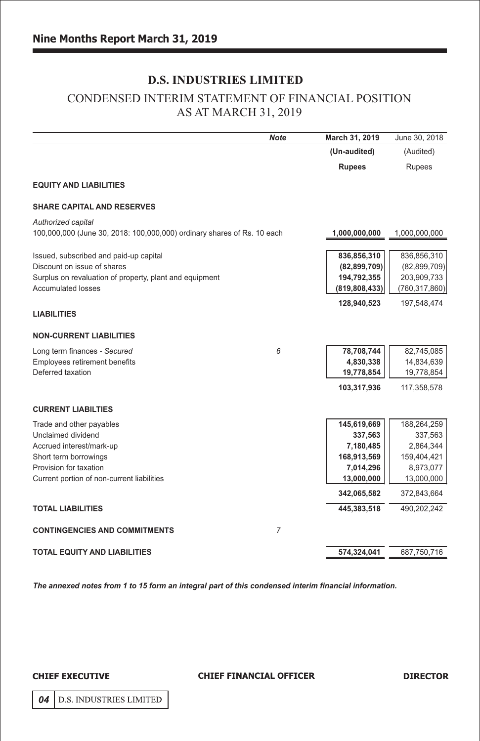# D.S. INDUSTRIES LIMITED

## CONDENSED INTERIM STATEMENT OF FINANCIAL POSITION AS AT MARCH 31, 2019

| | Note | March 31, 2019 | June 30, 2018 |
|---|---|---|---|
| | | **(Un-audited)** | (Audited) |
| | | **Rupees** | Rupees |
| **EQUITY AND LIABILITIES** | | | |
| **SHARE CAPITAL AND RESERVES** | | | |
| *Authorized capital* | | | |
| 100,000,000 (June 30, 2018: 100,000,000) ordinary shares of Rs. 10 each | | **1,000,000,000** | 1,000,000,000 |
| Issued, subscribed and paid-up capital | | **836,856,310** | 836,856,310 |
| Discount on issue of shares | | **(82,899,709)** | (82,899,709) |
| Surplus on revaluation of property, plant and equipment | | **194,792,355** | 203,909,733 |
| Accumulated losses | | **(819,808,433)** | (760,317,860) |
| | | **128,940,523** | 197,548,474 |
| **LIABILITIES** | | | |
| **NON-CURRENT LIABILITIES** | | | |
| Long term finances - *Secured* | 6 | **78,708,744** | 82,745,085 |
| Employees retirement benefits | | **4,830,338** | 14,834,639 |
| Deferred taxation | | **19,778,854** | 19,778,854 |
| | | **103,317,936** | 117,358,578 |
| **CURRENT LIABILTIES** | | | |
| Trade and other payables | | **145,619,669** | 188,264,259 |
| Unclaimed dividend | | **337,563** | 337,563 |
| Accrued interest/mark-up | | **7,180,485** | 2,864,344 |
| Short term borrowings | | **168,913,569** | 159,404,421 |
| Provision for taxation | | **7,014,296** | 8,973,077 |
| Current portion of non-current liabilities | | **13,000,000** | 13,000,000 |
| | | **342,065,582** | 372,843,664 |
| **TOTAL LIABILITIES** | | **445,383,518** | 490,202,242 |
| **CONTINGENCIES AND COMMITMENTS** | 7 | | |
| **TOTAL EQUITY AND LIABILITIES** | | **574,324,041** | 687,750,716 |

***The annexed notes from 1 to 15 form an integral part of this condensed interim financial information.***

**CHIEF EXECUTIVE** | **CHIEF FINANCIAL OFFICER** | **DIRECTOR**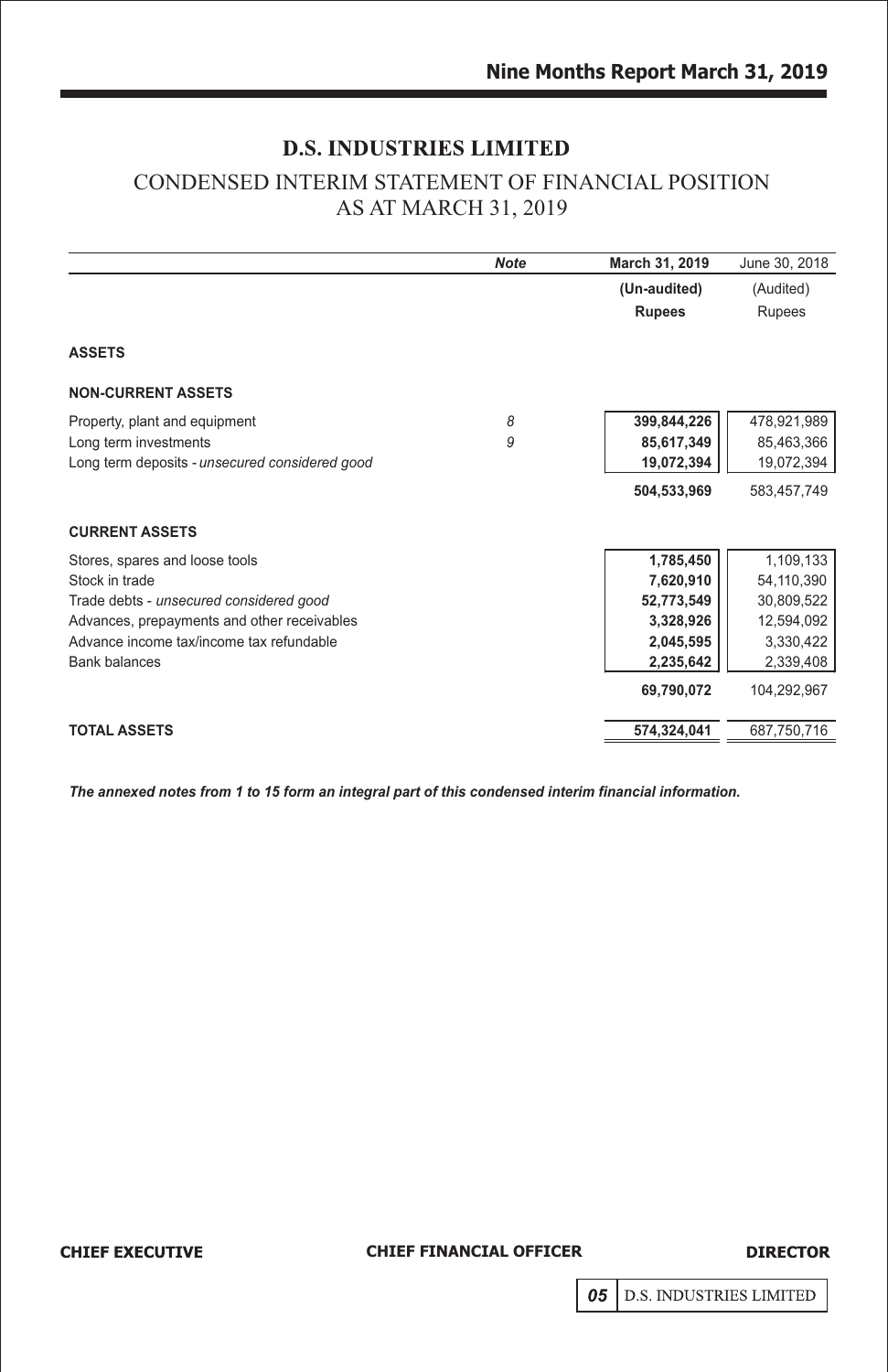# D.S. INDUSTRIES LIMITED

## CONDENSED INTERIM STATEMENT OF FINANCIAL POSITION AS AT MARCH 31, 2019

| | ***Note*** | **March 31, 2019** | June 30, 2018 |
|---|---|---|---|
| | | **(Un-audited)** | (Audited) |
| | | **Rupees** | Rupees |
| **ASSETS** | | | |
| **NON-CURRENT ASSETS** | | | |
| Property, plant and equipment | *8* | **399,844,226** | 478,921,989 |
| Long term investments | *9* | **85,617,349** | 85,463,366 |
| Long term deposits - *unsecured considered good* | | **19,072,394** | 19,072,394 |
| | | **504,533,969** | 583,457,749 |
| **CURRENT ASSETS** | | | |
| Stores, spares and loose tools | | **1,785,450** | 1,109,133 |
| Stock in trade | | **7,620,910** | 54,110,390 |
| Trade debts - *unsecured considered good* | | **52,773,549** | 30,809,522 |
| Advances, prepayments and other receivables | | **3,328,926** | 12,594,092 |
| Advance income tax/income tax refundable | | **2,045,595** | 3,330,422 |
| Bank balances | | **2,235,642** | 2,339,408 |
| | | **69,790,072** | 104,292,967 |
| **TOTAL ASSETS** | | **574,324,041** | 687,750,716 |

***The annexed notes from 1 to 15 form an integral part of this condensed interim financial information.***

**CHIEF EXECUTIVE** | **CHIEF FINANCIAL OFFICER** | **DIRECTOR**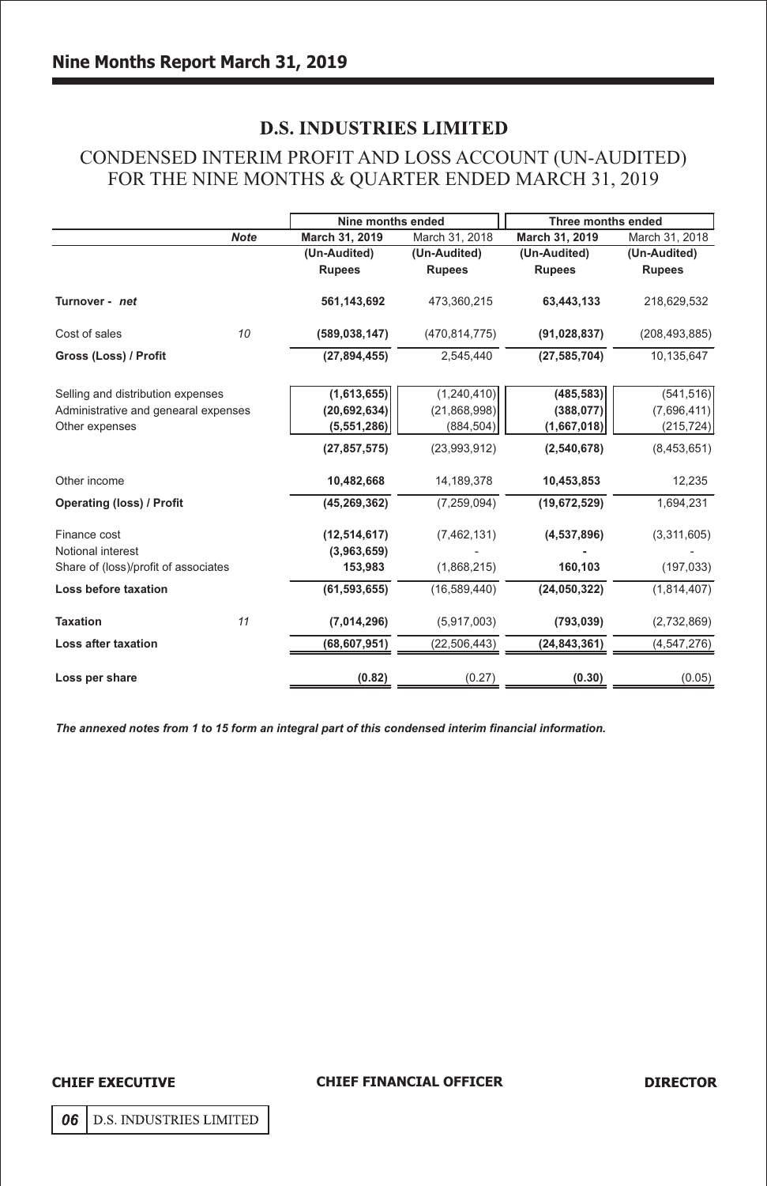## D.S. INDUSTRIES LIMITED

## CONDENSED INTERIM PROFIT AND LOSS ACCOUNT (UN-AUDITED) FOR THE NINE MONTHS & QUARTER ENDED MARCH 31, 2019

| | Note | Nine months ended | | Three months ended | |
|---|---|---|---|---|---|
| | | **March 31, 2019** | March 31, 2018 | **March 31, 2019** | March 31, 2018 |
| | | **(Un-Audited)** | **(Un-Audited)** | **(Un-Audited)** | **(Un-Audited)** |
| | | **Rupees** | **Rupees** | **Rupees** | **Rupees** |
| **Turnover - *net*** | | **561,143,692** | 473,360,215 | **63,443,133** | 218,629,532 |
| Cost of sales | 10 | **(589,038,147)** | (470,814,775) | **(91,028,837)** | (208,493,885) |
| **Gross (Loss) / Profit** | | **(27,894,455)** | 2,545,440 | **(27,585,704)** | 10,135,647 |
| Selling and distribution expenses | | **(1,613,655)** | (1,240,410) | **(485,583)** | (541,516) |
| Administrative and genearal expenses | | **(20,692,634)** | (21,868,998) | **(388,077)** | (7,696,411) |
| Other expenses | | **(5,551,286)** | (884,504) | **(1,667,018)** | (215,724) |
| | | **(27,857,575)** | (23,993,912) | **(2,540,678)** | (8,453,651) |
| Other income | | **10,482,668** | 14,189,378 | **10,453,853** | 12,235 |
| **Operating (loss) / Profit** | | **(45,269,362)** | (7,259,094) | **(19,672,529)** | 1,694,231 |
| Finance cost | | **(12,514,617)** | (7,462,131) | **(4,537,896)** | (3,311,605) |
| Notional interest | | **(3,963,659)** | - | **-** | - |
| Share of (loss)/profit of associates | | **153,983** | (1,868,215) | **160,103** | (197,033) |
| **Loss before taxation** | | **(61,593,655)** | (16,589,440) | **(24,050,322)** | (1,814,407) |
| **Taxation** | 11 | **(7,014,296)** | (5,917,003) | **(793,039)** | (2,732,869) |
| **Loss after taxation** | | **(68,607,951)** | (22,506,443) | **(24,843,361)** | (4,547,276) |
| **Loss per share** | | **(0.82)** | (0.27) | **(0.30)** | (0.05) |

***The annexed notes from 1 to 15 form an integral part of this condensed interim financial information.***

**CHIEF EXECUTIVE** **CHIEF FINANCIAL OFFICER** **DIRECTOR**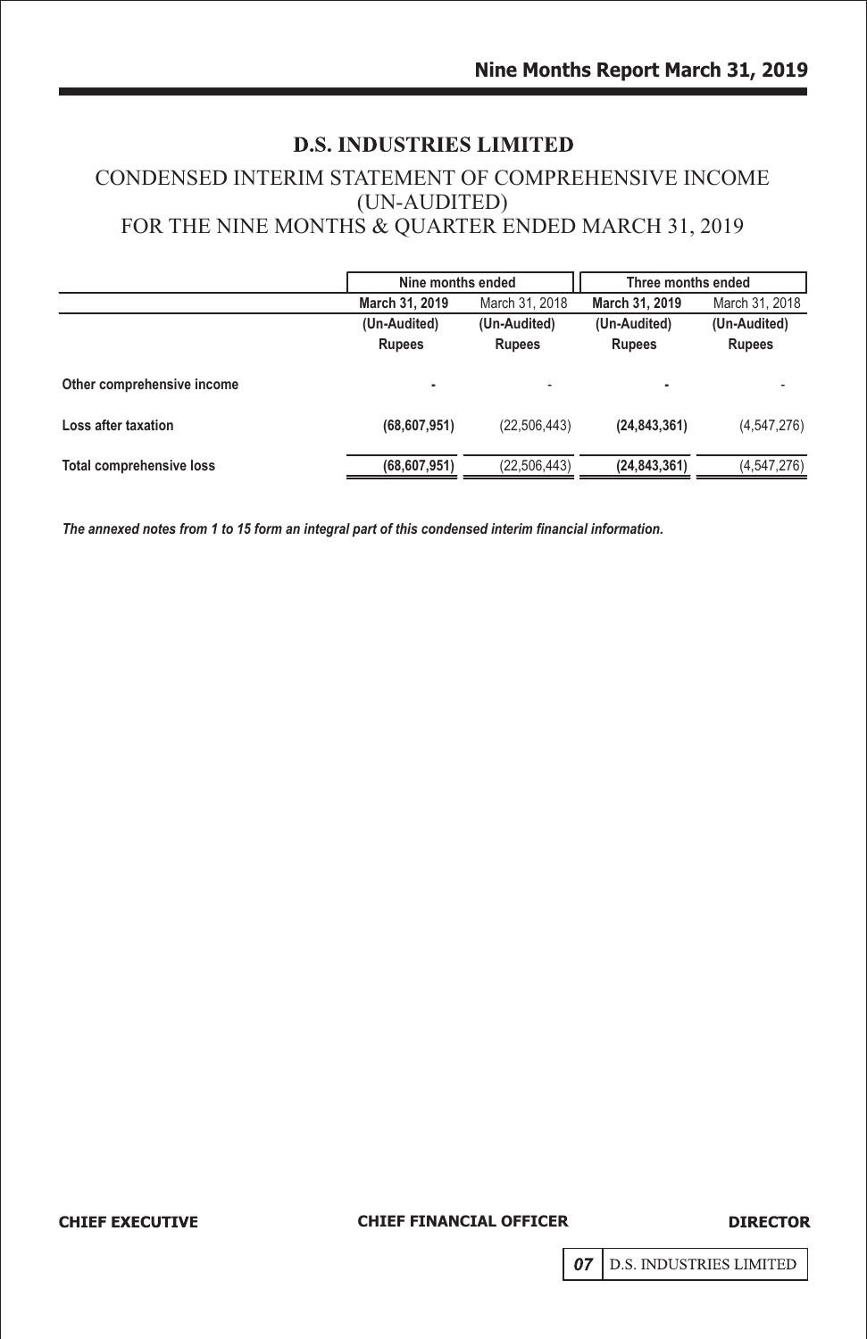# D.S. INDUSTRIES LIMITED

## CONDENSED INTERIM STATEMENT OF COMPREHENSIVE INCOME (UN-AUDITED) FOR THE NINE MONTHS & QUARTER ENDED MARCH 31, 2019

| | Nine months ended | | Three months ended | |
|---|---|---|---|---|
| | **March 31, 2019** | March 31, 2018 | **March 31, 2019** | March 31, 2018 |
| | **(Un-Audited)** | **(Un-Audited)** | **(Un-Audited)** | **(Un-Audited)** |
| | **Rupees** | **Rupees** | **Rupees** | **Rupees** |
| **Other comprehensive income** | **-** | - | **-** | - |
| **Loss after taxation** | **(68,607,951)** | (22,506,443) | **(24,843,361)** | (4,547,276) |
| **Total comprehensive loss** | **(68,607,951)** | (22,506,443) | **(24,843,361)** | (4,547,276) |

***The annexed notes from 1 to 15 form an integral part of this condensed interim financial information.***

**CHIEF EXECUTIVE** **CHIEF FINANCIAL OFFICER** **DIRECTOR**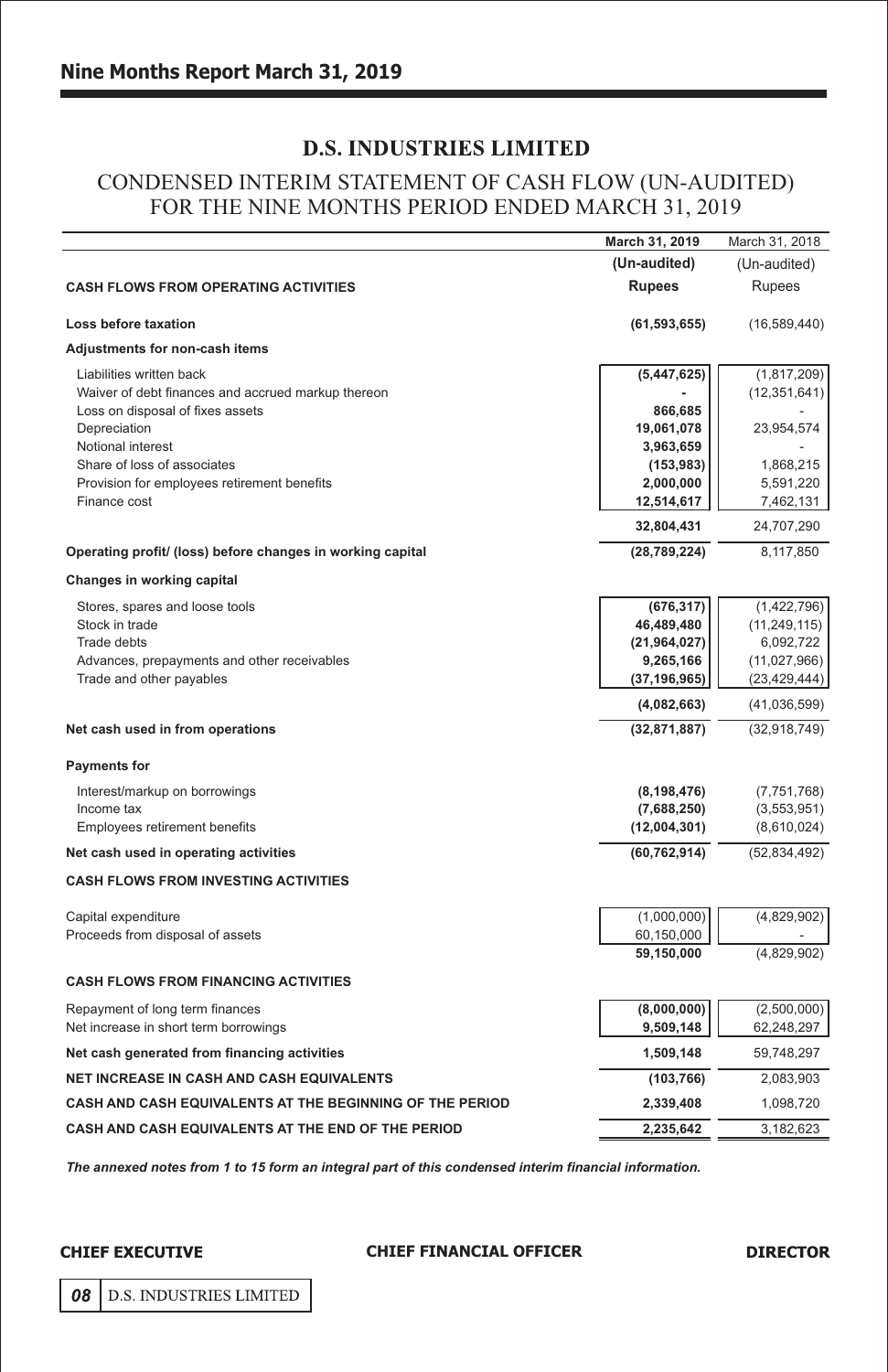# D.S. INDUSTRIES LIMITED

## CONDENSED INTERIM STATEMENT OF CASH FLOW (UN-AUDITED) FOR THE NINE MONTHS PERIOD ENDED MARCH 31, 2019

| | March 31, 2019 | March 31, 2018 |
|---|---|---|
| | (Un-audited) | (Un-audited) |
| **CASH FLOWS FROM OPERATING ACTIVITIES** | **Rupees** | Rupees |
| **Loss before taxation** | **(61,593,655)** | (16,589,440) |
| **Adjustments for non-cash items** | | |
| Liabilities written back | **(5,447,625)** | (1,817,209) |
| Waiver of debt finances and accrued markup thereon | **-** | (12,351,641) |
| Loss on disposal of fixes assets | **866,685** | - |
| Depreciation | **19,061,078** | 23,954,574 |
| Notional interest | **3,963,659** | - |
| Share of loss of associates | **(153,983)** | 1,868,215 |
| Provision for employees retirement benefits | **2,000,000** | 5,591,220 |
| Finance cost | **12,514,617** | 7,462,131 |
| | **32,804,431** | 24,707,290 |
| **Operating profit/ (loss) before changes in working capital** | **(28,789,224)** | 8,117,850 |
| **Changes in working capital** | | |
| Stores, spares and loose tools | **(676,317)** | (1,422,796) |
| Stock in trade | **46,489,480** | (11,249,115) |
| Trade debts | **(21,964,027)** | 6,092,722 |
| Advances, prepayments and other receivables | **9,265,166** | (11,027,966) |
| Trade and other payables | **(37,196,965)** | (23,429,444) |
| | **(4,082,663)** | (41,036,599) |
| **Net cash used in from operations** | **(32,871,887)** | (32,918,749) |
| **Payments for** | | |
| Interest/markup on borrowings | **(8,198,476)** | (7,751,768) |
| Income tax | **(7,688,250)** | (3,553,951) |
| Employees retirement benefits | **(12,004,301)** | (8,610,024) |
| **Net cash used in operating activities** | **(60,762,914)** | (52,834,492) |
| **CASH FLOWS FROM INVESTING ACTIVITIES** | | |
| Capital expenditure | (1,000,000) | (4,829,902) |
| Proceeds from disposal of assets | 60,150,000 | - |
| | **59,150,000** | (4,829,902) |
| **CASH FLOWS FROM FINANCING ACTIVITIES** | | |
| Repayment of long term finances | **(8,000,000)** | (2,500,000) |
| Net increase in short term borrowings | **9,509,148** | 62,248,297 |
| **Net cash generated from financing activities** | **1,509,148** | 59,748,297 |
| **NET INCREASE IN CASH AND CASH EQUIVALENTS** | **(103,766)** | 2,083,903 |
| **CASH AND CASH EQUIVALENTS AT THE BEGINNING OF THE PERIOD** | **2,339,408** | 1,098,720 |
| **CASH AND CASH EQUIVALENTS AT THE END OF THE PERIOD** | **2,235,642** | 3,182,623 |

***The annexed notes from 1 to 15 form an integral part of this condensed interim financial information.***

**CHIEF EXECUTIVE** | **CHIEF FINANCIAL OFFICER** | **DIRECTOR**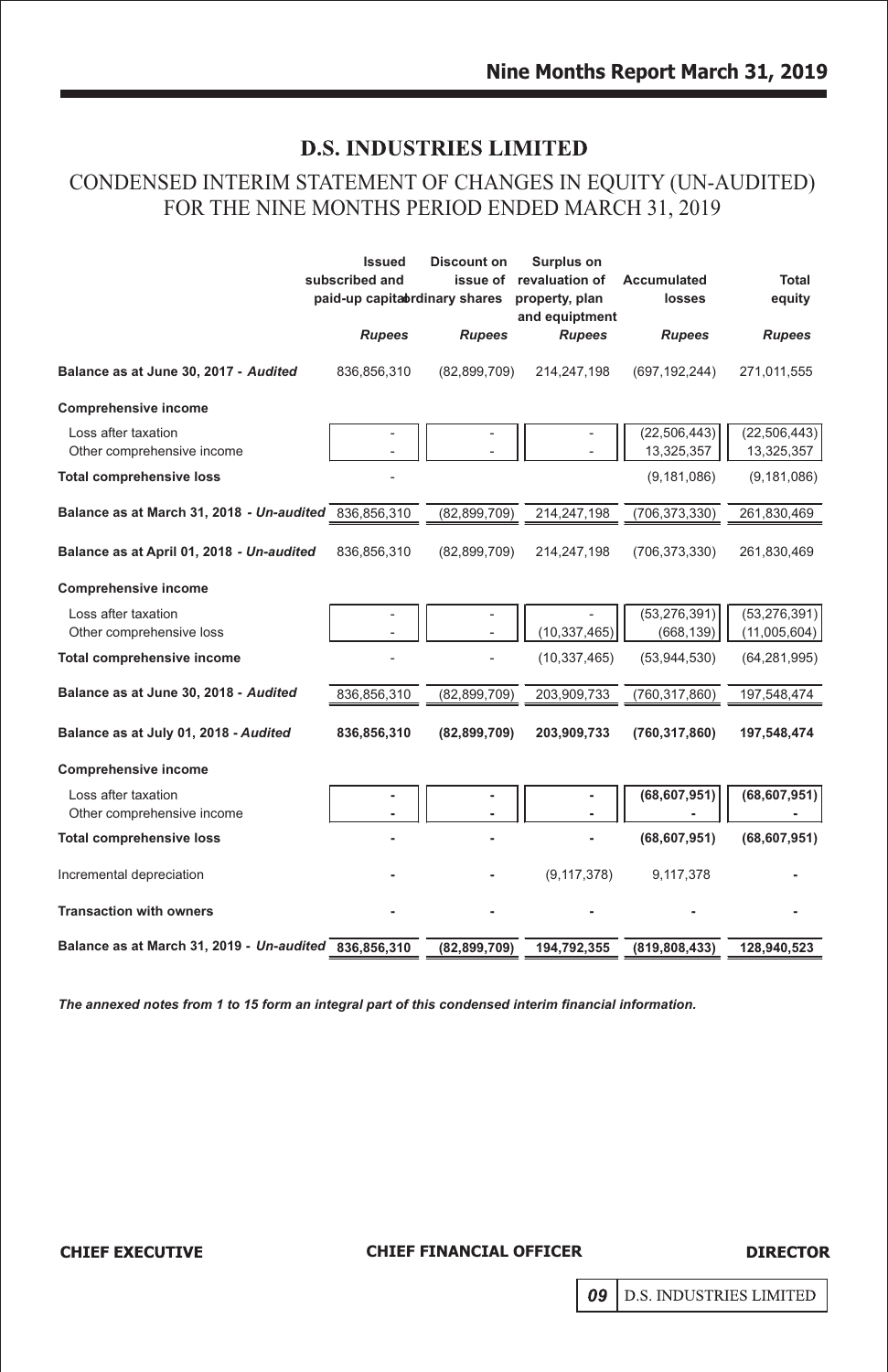# D.S. INDUSTRIES LIMITED

## CONDENSED INTERIM STATEMENT OF CHANGES IN EQUITY (UN-AUDITED) FOR THE NINE MONTHS PERIOD ENDED MARCH 31, 2019

| | Issued subscribed and paid-up capital | Discount on issue of ordinary shares | Surplus on revaluation of property, plan and equiptment | Accumulated losses | Total equity |
|---|---|---|---|---|---|
| | *Rupees* | *Rupees* | *Rupees* | *Rupees* | *Rupees* |
| **Balance as at June 30, 2017 - *Audited*** | 836,856,310 | (82,899,709) | 214,247,198 | (697,192,244) | 271,011,555 |
| **Comprehensive income** | | | | | |
| Loss after taxation | - | - | - | (22,506,443) | (22,506,443) |
| Other comprehensive income | - | - | - | 13,325,357 | 13,325,357 |
| **Total comprehensive loss** | - | | | (9,181,086) | (9,181,086) |
| **Balance as at March 31, 2018 - *Un-audited*** | 836,856,310 | (82,899,709) | 214,247,198 | (706,373,330) | 261,830,469 |
| **Balance as at April 01, 2018 - *Un-audited*** | 836,856,310 | (82,899,709) | 214,247,198 | (706,373,330) | 261,830,469 |
| **Comprehensive income** | | | | | |
| Loss after taxation | - | - | - | (53,276,391) | (53,276,391) |
| Other comprehensive loss | - | - | (10,337,465) | (668,139) | (11,005,604) |
| **Total comprehensive income** | - | - | (10,337,465) | (53,944,530) | (64,281,995) |
| **Balance as at June 30, 2018 - *Audited*** | 836,856,310 | (82,899,709) | 203,909,733 | (760,317,860) | 197,548,474 |
| **Balance as at July 01, 2018 - *Audited*** | **836,856,310** | **(82,899,709)** | **203,909,733** | **(760,317,860)** | **197,548,474** |
| **Comprehensive income** | | | | | |
| Loss after taxation | - | - | - | **(68,607,951)** | **(68,607,951)** |
| Other comprehensive income | - | - | - | - | - |
| **Total comprehensive loss** | - | - | - | **(68,607,951)** | **(68,607,951)** |
| Incremental depreciation | - | - | (9,117,378) | 9,117,378 | - |
| **Transaction with owners** | - | - | - | - | - |
| **Balance as at March 31, 2019 - *Un-audited*** | **836,856,310** | **(82,899,709)** | **194,792,355** | **(819,808,433)** | **128,940,523** |

***The annexed notes from 1 to 15 form an integral part of this condensed interim financial information.***

**CHIEF EXECUTIVE** | **CHIEF FINANCIAL OFFICER** | **DIRECTOR**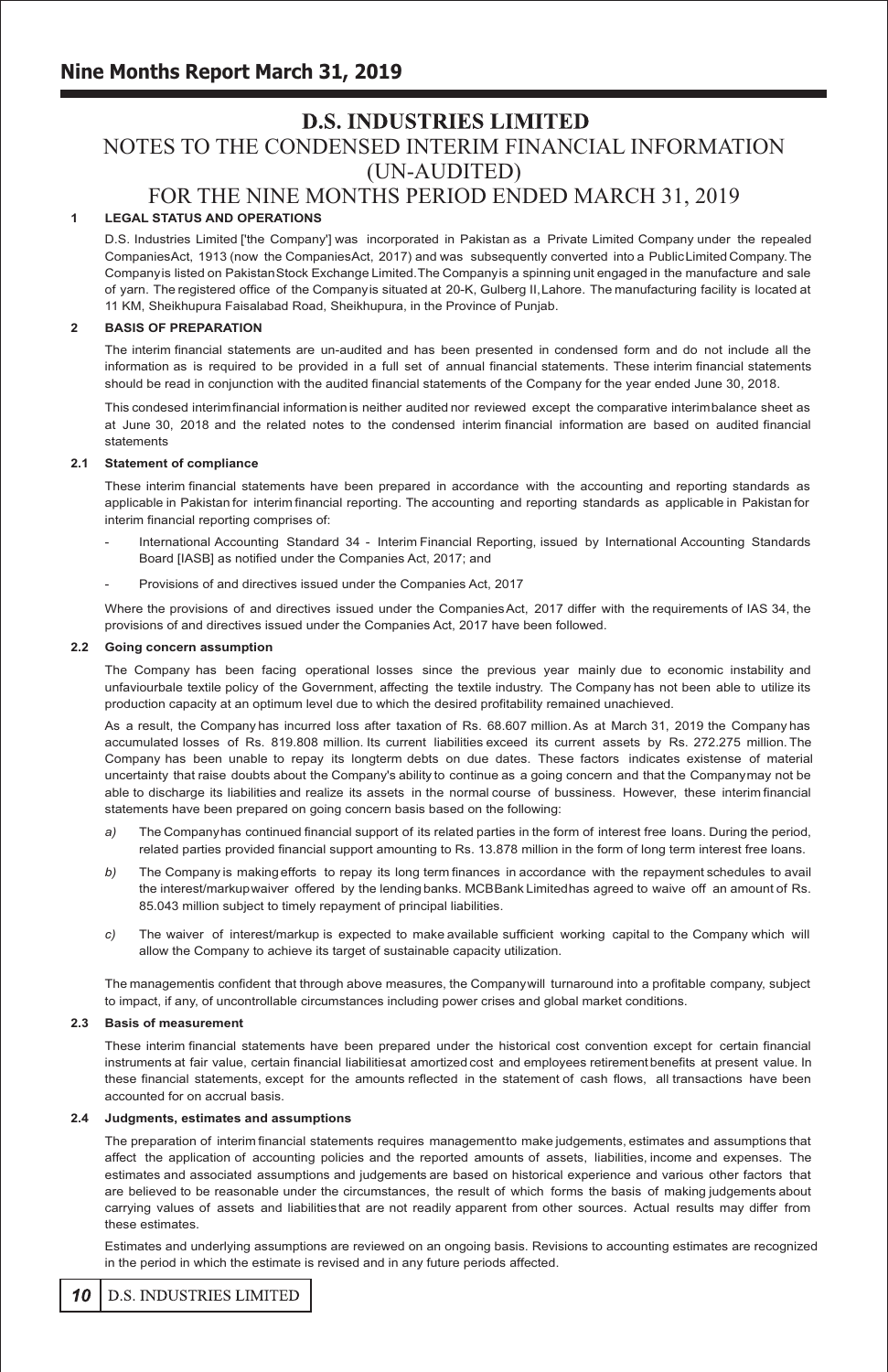# D.S. INDUSTRIES LIMITED

## NOTES TO THE CONDENSED INTERIM FINANCIAL INFORMATION (UN-AUDITED) FOR THE NINE MONTHS PERIOD ENDED MARCH 31, 2019

### 1 LEGAL STATUS AND OPERATIONS

D.S. Industries Limited ['the Company'] was incorporated in Pakistan as a Private Limited Company under the repealed CompaniesAct, 1913 (now the CompaniesAct, 2017) and was subsequently converted into a PublicLimitedCompany. The Companyis listed on PakistanStock Exchange Limited.The Companyis a spinning unit engaged in the manufacture and sale of yarn. The registered office of the Companyis situated at 20-K, Gulberg II,Lahore. The manufacturing facility is located at 11 KM, Sheikhupura Faisalabad Road, Sheikhupura, in the Province of Punjab.

### 2 BASIS OF PREPARATION

The interim financial statements are un-audited and has been presented in condensed form and do not include all the information as is required to be provided in a full set of annual financial statements. These interim financial statements should be read in conjunction with the audited financial statements of the Company for the year ended June 30, 2018.

This condesed interimfinancial informationis neither audited nor reviewed except the comparative interimbalance sheet as at June 30, 2018 and the related notes to the condensed interim financial information are based on audited financial statements

### 2.1 Statement of compliance

These interim financial statements have been prepared in accordance with the accounting and reporting standards as applicable in Pakistan for interim financial reporting. The accounting and reporting standards as applicable in Pakistan for interim financial reporting comprises of:

- International Accounting Standard 34 - Interim Financial Reporting, issued by International Accounting Standards Board [IASB] as notified under the Companies Act, 2017; and
- Provisions of and directives issued under the Companies Act, 2017

Where the provisions of and directives issued under the CompaniesAct, 2017 differ with the requirements of IAS 34, the provisions of and directives issued under the Companies Act, 2017 have been followed.

### 2.2 Going concern assumption

The Company has been facing operational losses since the previous year mainly due to economic instability and unfaviourbale textile policy of the Government, affecting the textile industry. The Company has not been able to utilize its production capacity at an optimum level due to which the desired profitability remained unachieved.

As a result, the Company has incurred loss after taxation of Rs. 68.607 million. As at March 31, 2019 the Company has accumulated losses of Rs. 819.808 million. Its current liabilities exceed its current assets by Rs. 272.275 million. The Company has been unable to repay its longterm debts on due dates. These factors indicates existense of material uncertainty that raise doubts about the Company's ability to continue as a going concern and that the Companymay not be able to discharge its liabilities and realize its assets in the normal course of bussiness. However, these interim financial statements have been prepared on going concern basis based on the following:

*a)* The Companyhas continued financial support of its related parties in the form of interest free loans. During the period, related parties provided financial support amounting to Rs. 13.878 million in the form of long term interest free loans.

*b)* The Company is makingefforts to repay its long term finances in accordance with the repayment schedules to avail the interest/markupwaiver offered by the lendingbanks. MCBBank Limitedhas agreed to waive off an amount of Rs. 85.043 million subject to timely repayment of principal liabilities.

*c)* The waiver of interest/markup is expected to make available sufficient working capital to the Company which will allow the Company to achieve its target of sustainable capacity utilization.

The managementis confident that through above measures, the Companywill turnaround into a profitable company, subject to impact, if any, of uncontrollable circumstances including power crises and global market conditions.

### 2.3 Basis of measurement

These interim financial statements have been prepared under the historical cost convention except for certain financial instruments at fair value, certain financial liabilitiesat amortized cost and employees retirement benefits at present value. In these financial statements, except for the amounts reflected in the statement of cash flows, all transactions have been accounted for on accrual basis.

### 2.4 Judgments, estimates and assumptions

The preparation of interim financial statements requires managementto make judgements, estimates and assumptions that affect the application of accounting policies and the reported amounts of assets, liabilities, income and expenses. The estimates and associated assumptions and judgements are based on historical experience and various other factors that are believed to be reasonable under the circumstances, the result of which forms the basis of making judgements about carrying values of assets and liabilitiesthat are not readily apparent from other sources. Actual results may differ from these estimates.

Estimates and underlying assumptions are reviewed on an ongoing basis. Revisions to accounting estimates are recognized in the period in which the estimate is revised and in any future periods affected.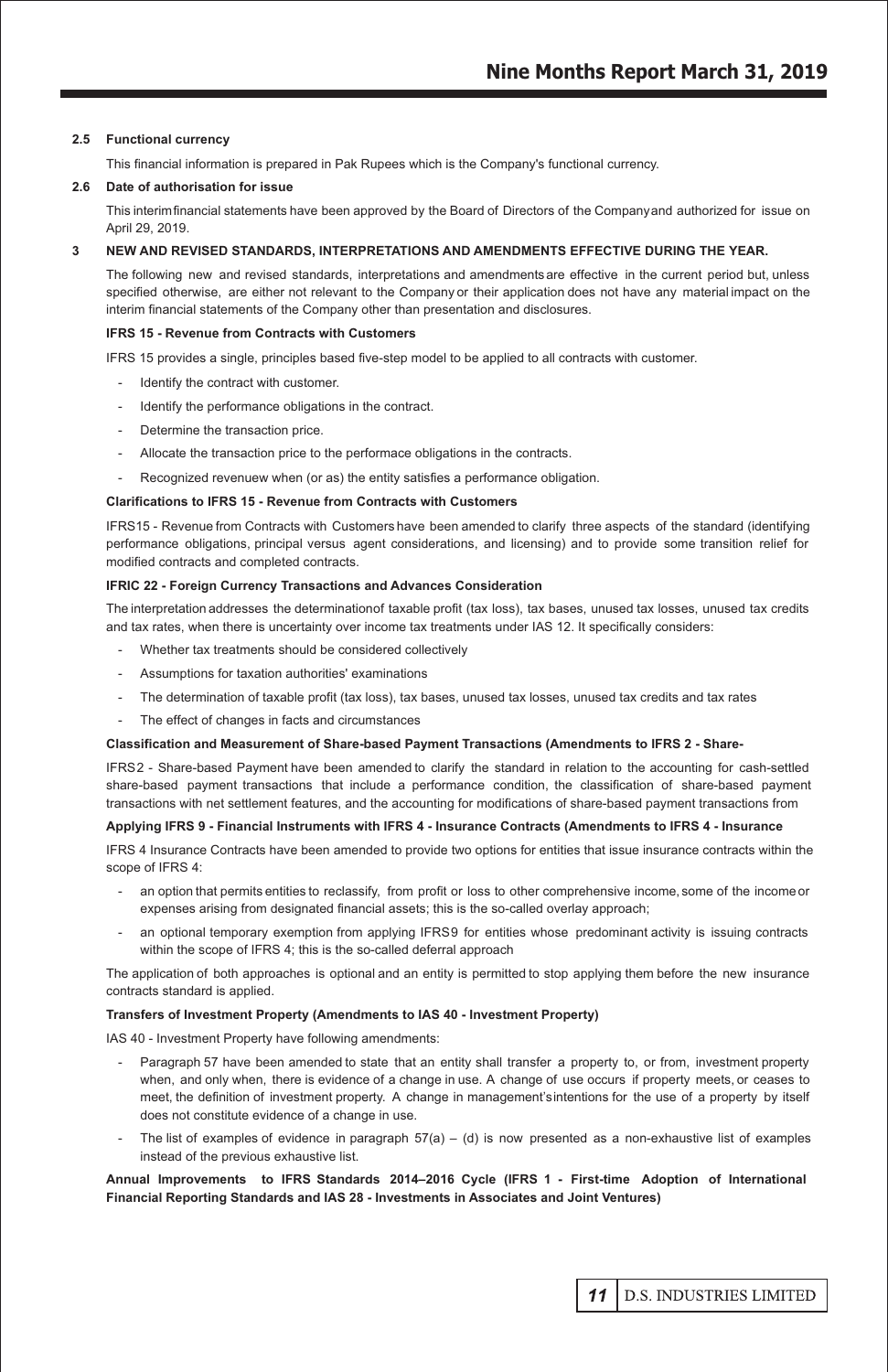### 2.5 Functional currency

This financial information is prepared in Pak Rupees which is the Company's functional currency.

### 2.6 Date of authorisation for issue

This interimfinancial statements have been approved by the Board of Directors of the Companyand authorized for issue on April 29, 2019.

## 3 NEW AND REVISED STANDARDS, INTERPRETATIONS AND AMENDMENTS EFFECTIVE DURING THE YEAR.

The following new and revised standards, interpretations and amendmentsare effective in the current period but, unless specified otherwise, are either not relevant to the Company or their application does not have any material impact on the interim financial statements of the Company other than presentation and disclosures.

**IFRS 15 - Revenue from Contracts with Customers**

IFRS 15 provides a single, principles based five-step model to be applied to all contracts with customer.

- Identify the contract with customer.
- Identify the performance obligations in the contract.
- Determine the transaction price.
- Allocate the transaction price to the performace obligations in the contracts.
- Recognized revenuew when (or as) the entity satisfies a performance obligation.

**Clarifications to IFRS 15 - Revenue from Contracts with Customers**

IFRS15 - Revenue from Contracts with Customers have been amended to clarify three aspects of the standard (identifying performance obligations, principal versus agent considerations, and licensing) and to provide some transition relief for modified contracts and completed contracts.

**IFRIC 22 - Foreign Currency Transactions and Advances Consideration**

The interpretation addresses the determinationof taxable profit (tax loss), tax bases, unused tax losses, unused tax credits and tax rates, when there is uncertainty over income tax treatments under IAS 12. It specifically considers:

- Whether tax treatments should be considered collectively
- Assumptions for taxation authorities' examinations
- The determination of taxable profit (tax loss), tax bases, unused tax losses, unused tax credits and tax rates
- The effect of changes in facts and circumstances

**Classification and Measurement of Share-based Payment Transactions (Amendments to IFRS 2 - Share-**

IFRS2 - Share-based Payment have been amended to clarify the standard in relation to the accounting for cash-settled share-based payment transactions that include a performance condition, the classification of share-based payment transactions with net settlement features, and the accounting for modifications of share-based payment transactions from

**Applying IFRS 9 - Financial Instruments with IFRS 4 - Insurance Contracts (Amendments to IFRS 4 - Insurance**

IFRS 4 Insurance Contracts have been amended to provide two options for entities that issue insurance contracts within the scope of IFRS 4:

- an option that permits entities to reclassify, from profit or loss to other comprehensive income, some of the income or expenses arising from designated financial assets; this is the so-called overlay approach;
- an optional temporary exemption from applying IFRS9 for entities whose predominant activity is issuing contracts within the scope of IFRS 4; this is the so-called deferral approach

The application of both approaches is optional and an entity is permitted to stop applying them before the new insurance contracts standard is applied.

**Transfers of Investment Property (Amendments to IAS 40 - Investment Property)**

IAS 40 - Investment Property have following amendments:

- Paragraph 57 have been amended to state that an entity shall transfer a property to, or from, investment property when, and only when, there is evidence of a change in use. A change of use occurs if property meets, or ceases to meet, the definition of investment property. A change in management'sintentions for the use of a property by itself does not constitute evidence of a change in use.
- The list of examples of evidence in paragraph 57(a) – (d) is now presented as a non-exhaustive list of examples instead of the previous exhaustive list.

**Annual Improvements to IFRS Standards 2014–2016 Cycle (IFRS 1 - First-time Adoption of International Financial Reporting Standards and IAS 28 - Investments in Associates and Joint Ventures)**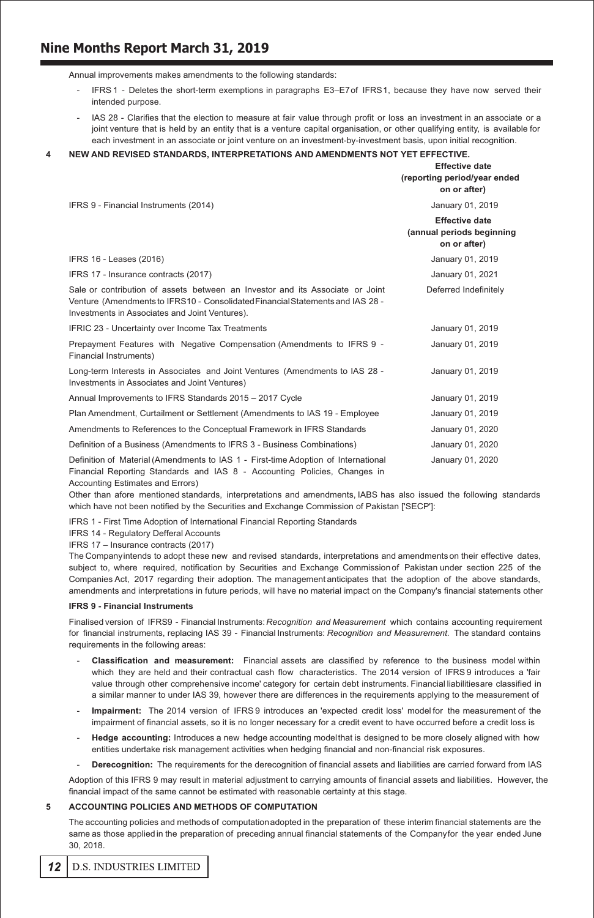Annual improvements makes amendments to the following standards:

- IFRS 1 - Deletes the short-term exemptions in paragraphs E3–E7 of IFRS 1, because they have now served their intended purpose.
- IAS 28 - Clarifies that the election to measure at fair value through profit or loss an investment in an associate or a joint venture that is held by an entity that is a venture capital organisation, or other qualifying entity, is available for each investment in an associate or joint venture on an investment-by-investment basis, upon initial recognition.

## 4 NEW AND REVISED STANDARDS, INTERPRETATIONS AND AMENDMENTS NOT YET EFFECTIVE.

| | **Effective date (reporting period/year ended on or after)** |
|---|---|
| IFRS 9 - Financial Instruments (2014) | January 01, 2019 |
| | **Effective date (annual periods beginning on or after)** |
| IFRS 16 - Leases (2016) | January 01, 2019 |
| IFRS 17 - Insurance contracts (2017) | January 01, 2021 |
| Sale or contribution of assets between an Investor and its Associate or Joint Venture (Amendments to IFRS10 - Consolidated Financial Statements and IAS 28 - Investments in Associates and Joint Ventures). | Deferred Indefinitely |
| IFRIC 23 - Uncertainty over Income Tax Treatments | January 01, 2019 |
| Prepayment Features with Negative Compensation (Amendments to IFRS 9 - Financial Instruments) | January 01, 2019 |
| Long-term Interests in Associates and Joint Ventures (Amendments to IAS 28 - Investments in Associates and Joint Ventures) | January 01, 2019 |
| Annual Improvements to IFRS Standards 2015 – 2017 Cycle | January 01, 2019 |
| Plan Amendment, Curtailment or Settlement (Amendments to IAS 19 - Employee | January 01, 2019 |
| Amendments to References to the Conceptual Framework in IFRS Standards | January 01, 2020 |
| Definition of a Business (Amendments to IFRS 3 - Business Combinations) | January 01, 2020 |
| Definition of Material (Amendments to IAS 1 - First-time Adoption of International Financial Reporting Standards and IAS 8 - Accounting Policies, Changes in Accounting Estimates and Errors) | January 01, 2020 |

Other than afore mentioned standards, interpretations and amendments, IABS has also issued the following standards which have not been notified by the Securities and Exchange Commission of Pakistan ['SECP']:

IFRS 1 - First Time Adoption of International Financial Reporting Standards
IFRS 14 - Regulatory Defferal Accounts
IFRS 17 – Insurance contracts (2017)

The Company intends to adopt these new and revised standards, interpretations and amendments on their effective dates, subject to, where required, notification by Securities and Exchange Commission of Pakistan under section 225 of the Companies Act, 2017 regarding their adoption. The management anticipates that the adoption of the above standards, amendments and interpretations in future periods, will have no material impact on the Company's financial statements other

**IFRS 9 - Financial Instruments**

Finalised version of IFRS9 - Financial Instruments: *Recognition and Measurement* which contains accounting requirement for financial instruments, replacing IAS 39 - Financial Instruments: *Recognition and Measurement.* The standard contains requirements in the following areas:

- **Classification and measurement:** Financial assets are classified by reference to the business model within which they are held and their contractual cash flow characteristics. The 2014 version of IFRS 9 introduces a 'fair value through other comprehensive income' category for certain debt instruments. Financial liabilities are classified in a similar manner to under IAS 39, however there are differences in the requirements applying to the measurement of
- **Impairment:** The 2014 version of IFRS 9 introduces an 'expected credit loss' model for the measurement of the impairment of financial assets, so it is no longer necessary for a credit event to have occurred before a credit loss is
- **Hedge accounting:** Introduces a new hedge accounting model that is designed to be more closely aligned with how entities undertake risk management activities when hedging financial and non-financial risk exposures.
- **Derecognition:** The requirements for the derecognition of financial assets and liabilities are carried forward from IAS

Adoption of this IFRS 9 may result in material adjustment to carrying amounts of financial assets and liabilities. However, the financial impact of the same cannot be estimated with reasonable certainty at this stage.

## 5 ACCOUNTING POLICIES AND METHODS OF COMPUTATION

The accounting policies and methods of computation adopted in the preparation of these interim financial statements are the same as those applied in the preparation of preceding annual financial statements of the Company for the year ended June 30, 2018.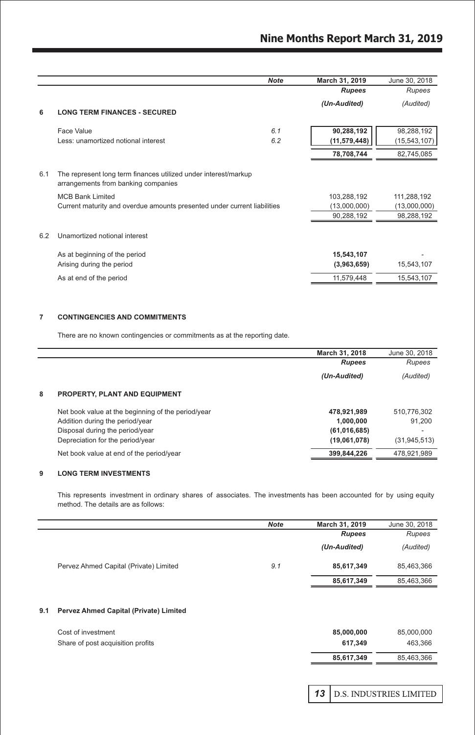| | Note | March 31, 2019 | June 30, 2018 |
|---|---|---|---|
| | | **Rupees** | Rupees |
| | | **(Un-Audited)** | (Audited) |
| **6 LONG TERM FINANCES - SECURED** | | | |
| Face Value | 6.1 | **90,288,192** | 98,288,192 |
| Less: unamortized notional interest | 6.2 | **(11,579,448)** | (15,543,107) |
| | | **78,708,744** | 82,745,085 |

**6.1** The represent long term finances utilized under interest/markup arrangements from banking companies

| | | |
|---|---|---|
| MCB Bank Limited | 103,288,192 | 111,288,192 |
| Current maturity and overdue amounts presented under current liabilities | (13,000,000) | (13,000,000) |
| | 90,288,192 | 98,288,192 |

**6.2** Unamortized notional interest

| | | |
|---|---|---|
| As at beginning of the period | **15,543,107** | - |
| Arising during the period | **(3,963,659)** | 15,543,107 |
| As at end of the period | 11,579,448 | 15,543,107 |

## 7 CONTINGENCIES AND COMMITMENTS

There are no known contingencies or commitments as at the reporting date.

| | March 31, 2018 | June 30, 2018 |
|---|---|---|
| | **Rupees** | Rupees |
| | **(Un-Audited)** | (Audited) |
| **8 PROPERTY, PLANT AND EQUIPMENT** | | |
| Net book value at the beginning of the period/year | **478,921,989** | 510,776,302 |
| Addition during the period/year | **1,000,000** | 91,200 |
| Disposal during the period/year | **(61,016,685)** | - |
| Depreciation for the period/year | **(19,061,078)** | (31,945,513) |
| Net book value at end of the period/year | **399,844,226** | 478,921,989 |

## 9 LONG TERM INVESTMENTS

This represents investment in ordinary shares of associates. The investments has been accounted for by using equity method. The details are as follows:

| | Note | March 31, 2019 | June 30, 2018 |
|---|---|---|---|
| | | **Rupees** | Rupees |
| | | **(Un-Audited)** | (Audited) |
| Pervez Ahmed Capital (Private) Limited | 9.1 | **85,617,349** | 85,463,366 |
| | | **85,617,349** | 85,463,366 |

### 9.1 Pervez Ahmed Capital (Private) Limited

| | | |
|---|---|---|
| Cost of investment | **85,000,000** | 85,000,000 |
| Share of post acquisition profits | **617,349** | 463,366 |
| | **85,617,349** | 85,463,366 |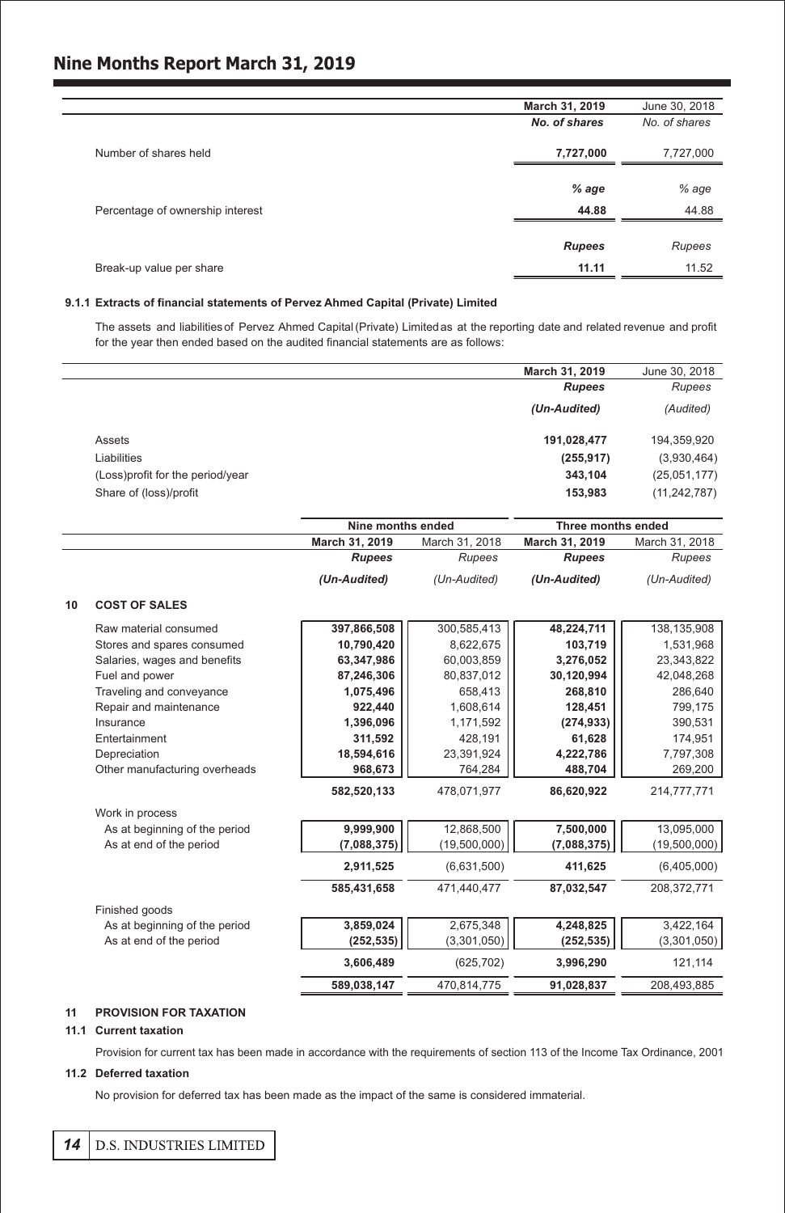| | March 31, 2019 | June 30, 2018 |
|---|---|---|
| | *No. of shares* | *No. of shares* |
| Number of shares held | **7,727,000** | 7,727,000 |
| | *% age* | *% age* |
| Percentage of ownership interest | **44.88** | 44.88 |
| | *Rupees* | *Rupees* |
| Break-up value per share | **11.11** | 11.52 |

### 9.1.1 Extracts of financial statements of Pervez Ahmed Capital (Private) Limited

The assets and liabilities of Pervez Ahmed Capital (Private) Limited as at the reporting date and related revenue and profit for the year then ended based on the audited financial statements are as follows:

| | March 31, 2019 | June 30, 2018 |
|---|---|---|
| | *Rupees* | *Rupees* |
| | *(Un-Audited)* | *(Audited)* |
| Assets | **191,028,477** | 194,359,920 |
| Liabilities | **(255,917)** | (3,930,464) |
| (Loss)profit for the period/year | **343,104** | (25,051,177) |
| Share of (loss)/profit | **153,983** | (11,242,787) |

| | Nine months ended | | Three months ended | |
|---|---|---|---|---|
| | March 31, 2019 | March 31, 2018 | March 31, 2019 | March 31, 2018 |
| | *Rupees* | *Rupees* | *Rupees* | *Rupees* |
| | *(Un-Audited)* | *(Un-Audited)* | *(Un-Audited)* | *(Un-Audited)* |
| **10 COST OF SALES** | | | | |
| Raw material consumed | **397,866,508** | 300,585,413 | **48,224,711** | 138,135,908 |
| Stores and spares consumed | **10,790,420** | 8,622,675 | **103,719** | 1,531,968 |
| Salaries, wages and benefits | **63,347,986** | 60,003,859 | **3,276,052** | 23,343,822 |
| Fuel and power | **87,246,306** | 80,837,012 | **30,120,994** | 42,048,268 |
| Traveling and conveyance | **1,075,496** | 658,413 | **268,810** | 286,640 |
| Repair and maintenance | **922,440** | 1,608,614 | **128,451** | 799,175 |
| Insurance | **1,396,096** | 1,171,592 | **(274,933)** | 390,531 |
| Entertainment | **311,592** | 428,191 | **61,628** | 174,951 |
| Depreciation | **18,594,616** | 23,391,924 | **4,222,786** | 7,797,308 |
| Other manufacturing overheads | **968,673** | 764,284 | **488,704** | 269,200 |
| | **582,520,133** | 478,071,977 | **86,620,922** | 214,777,771 |
| Work in process | | | | |
| As at beginning of the period | **9,999,900** | 12,868,500 | **7,500,000** | 13,095,000 |
| As at end of the period | **(7,088,375)** | (19,500,000) | **(7,088,375)** | (19,500,000) |
| | **2,911,525** | (6,631,500) | **411,625** | (6,405,000) |
| | **585,431,658** | 471,440,477 | **87,032,547** | 208,372,771 |
| Finished goods | | | | |
| As at beginning of the period | **3,859,024** | 2,675,348 | **4,248,825** | 3,422,164 |
| As at end of the period | **(252,535)** | (3,301,050) | **(252,535)** | (3,301,050) |
| | **3,606,489** | (625,702) | **3,996,290** | 121,114 |
| | **589,038,147** | 470,814,775 | **91,028,837** | 208,493,885 |

### 11 PROVISION FOR TAXATION

#### 11.1 Current taxation

Provision for current tax has been made in accordance with the requirements of section 113 of the Income Tax Ordinance, 2001

#### 11.2 Deferred taxation

No provision for deferred tax has been made as the impact of the same is considered immaterial.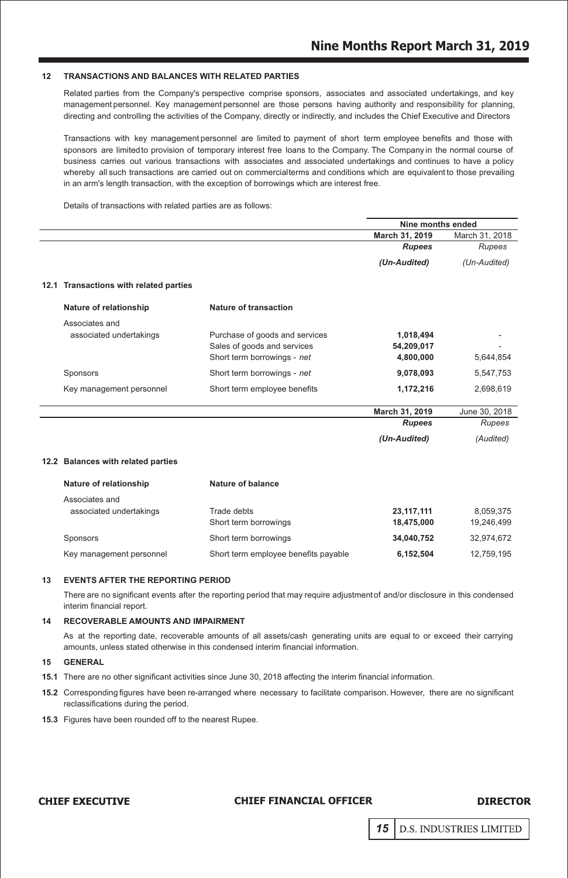## 12 TRANSACTIONS AND BALANCES WITH RELATED PARTIES

Related parties from the Company's perspective comprise sponsors, associates and associated undertakings, and key management personnel. Key management personnel are those persons having authority and responsibility for planning, directing and controlling the activities of the Company, directly or indirectly, and includes the Chief Executive and Directors

Transactions with key management personnel are limited to payment of short term employee benefits and those with sponsors are limited to provision of temporary interest free loans to the Company. The Company in the normal course of business carries out various transactions with associates and associated undertakings and continues to have a policy whereby all such transactions are carried out on commercial terms and conditions which are equivalent to those prevailing in an arm's length transaction, with the exception of borrowings which are interest free.

Details of transactions with related parties are as follows:

### 12.1 Transactions with related parties

| Nature of relationship | Nature of transaction | Nine months ended March 31, 2019 Rupees (Un-Audited) | Nine months ended March 31, 2018 Rupees (Un-Audited) |
|---|---|---|---|
| Associates and associated undertakings | Purchase of goods and services | **1,018,494** | - |
| | Sales of goods and services | **54,209,017** | - |
| | Short term borrowings - *net* | **4,800,000** | 5,644,854 |
| Sponsors | Short term borrowings - *net* | **9,078,093** | 5,547,753 |
| Key management personnel | Short term employee benefits | **1,172,216** | 2,698,619 |

### 12.2 Balances with related parties

| Nature of relationship | Nature of balance | March 31, 2019 Rupees (Un-Audited) | June 30, 2018 Rupees (Audited) |
|---|---|---|---|
| Associates and associated undertakings | Trade debts | **23,117,111** | 8,059,375 |
| | Short term borrowings | **18,475,000** | 19,246,499 |
| Sponsors | Short term borrowings | **34,040,752** | 32,974,672 |
| Key management personnel | Short term employee benefits payable | **6,152,504** | 12,759,195 |

## 13 EVENTS AFTER THE REPORTING PERIOD

There are no significant events after the reporting period that may require adjustment of and/or disclosure in this condensed interim financial report.

## 14 RECOVERABLE AMOUNTS AND IMPAIRMENT

As at the reporting date, recoverable amounts of all assets/cash generating units are equal to or exceed their carrying amounts, unless stated otherwise in this condensed interim financial information.

## 15 GENERAL

**15.1** There are no other significant activities since June 30, 2018 affecting the interim financial information.

**15.2** Corresponding figures have been re-arranged where necessary to facilitate comparison. However, there are no significant reclassifications during the period.

**15.3** Figures have been rounded off to the nearest Rupee.

**CHIEF EXECUTIVE** **CHIEF FINANCIAL OFFICER** **DIRECTOR**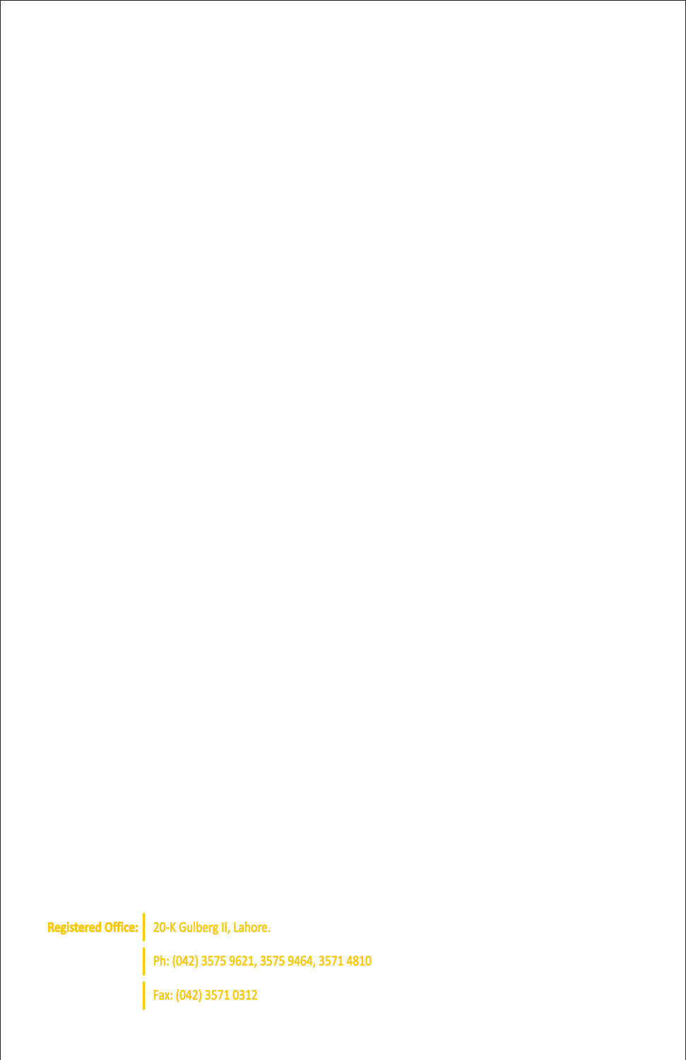**Registered Office:** 20-K Gulberg II, Lahore.

Ph: (042) 3575 9621, 3575 9464, 3571 4810

Fax: (042) 3571 0312